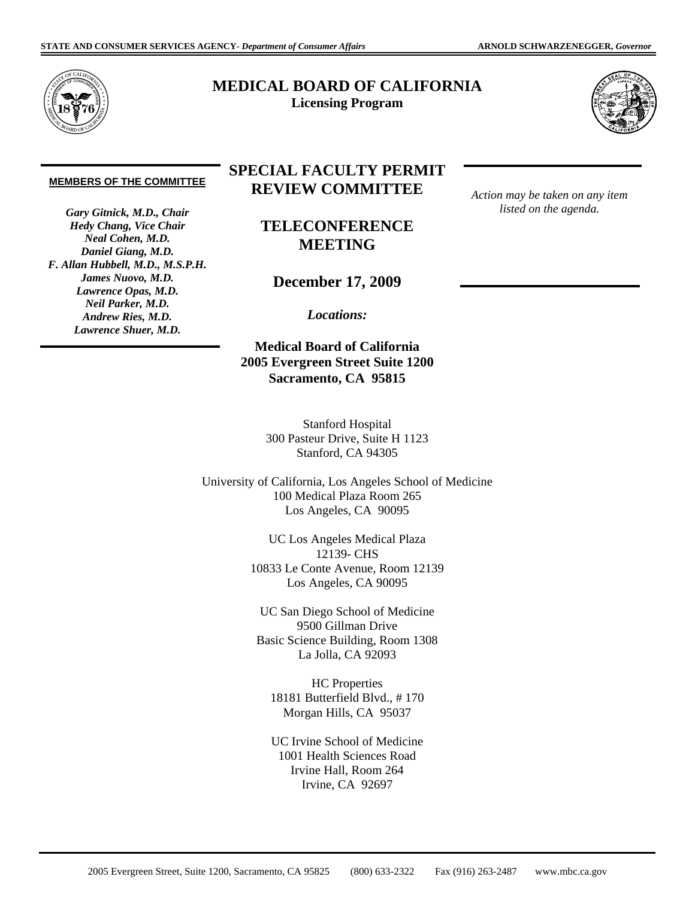STATE AND CONSUMER SERVICES AGENCY- *Department of Consumer Affairs* ARNOLD SCHWARZENEGGER, *Governor*

# MEDICAL BOARD OF CALIFORNIA

**Licensing Program**

**MEMBERS OF THE COMMITTEE**

***Gary Gitnick, M.D., Chair***
***Hedy Chang, Vice Chair***
***Neal Cohen, M.D.***
***Daniel Giang, M.D.***
***F. Allan Hubbell, M.D., M.S.P.H.***
***James Nuovo, M.D.***
***Lawrence Opas, M.D.***
***Neil Parker, M.D.***
***Andrew Ries, M.D.***
***Lawrence Shuer, M.D.***

## SPECIAL FACULTY PERMIT REVIEW COMMITTEE

## TELECONFERENCE MEETING

## December 17, 2009

*Action may be taken on any item listed on the agenda.*

***Locations:***

**Medical Board of California**
**2005 Evergreen Street Suite 1200**
**Sacramento, CA 95815**

Stanford Hospital
300 Pasteur Drive, Suite H 1123
Stanford, CA 94305

University of California, Los Angeles School of Medicine
100 Medical Plaza Room 265
Los Angeles, CA 90095

UC Los Angeles Medical Plaza
12139- CHS
10833 Le Conte Avenue, Room 12139
Los Angeles, CA 90095

UC San Diego School of Medicine
9500 Gillman Drive
Basic Science Building, Room 1308
La Jolla, CA 92093

HC Properties
18181 Butterfield Blvd., # 170
Morgan Hills, CA 95037

UC Irvine School of Medicine
1001 Health Sciences Road
Irvine Hall, Room 264
Irvine, CA 92697

2005 Evergreen Street, Suite 1200, Sacramento, CA 95825 (800) 633-2322 Fax (916) 263-2487 www.mbc.ca.gov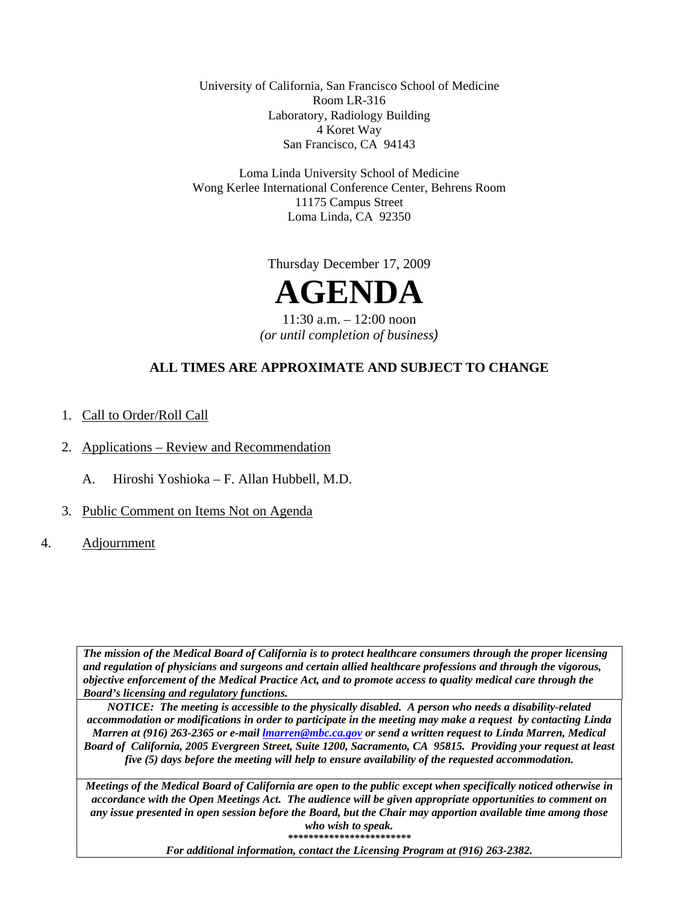University of California, San Francisco School of Medicine
Room LR-316
Laboratory, Radiology Building
4 Koret Way
San Francisco, CA 94143

Loma Linda University School of Medicine
Wong Kerlee International Conference Center, Behrens Room
11175 Campus Street
Loma Linda, CA 92350

Thursday December 17, 2009

# AGENDA

11:30 a.m. – 12:00 noon
*(or until completion of business)*

**ALL TIMES ARE APPROXIMATE AND SUBJECT TO CHANGE**

1. Call to Order/Roll Call

2. Applications – Review and Recommendation

   A. Hiroshi Yoshioka – F. Allan Hubbell, M.D.

3. Public Comment on Items Not on Agenda

4. Adjournment

***The mission of the Medical Board of California is to protect healthcare consumers through the proper licensing and regulation of physicians and surgeons and certain allied healthcare professions and through the vigorous, objective enforcement of the Medical Practice Act, and to promote access to quality medical care through the Board's licensing and regulatory functions.***

***NOTICE: The meeting is accessible to the physically disabled. A person who needs a disability-related accommodation or modifications in order to participate in the meeting may make a request by contacting Linda Marren at (916) 263-2365 or e-mail lmarren@mbc.ca.gov or send a written request to Linda Marren, Medical Board of California, 2005 Evergreen Street, Suite 1200, Sacramento, CA 95815. Providing your request at least five (5) days before the meeting will help to ensure availability of the requested accommodation.***

***Meetings of the Medical Board of California are open to the public except when specifically noticed otherwise in accordance with the Open Meetings Act. The audience will be given appropriate opportunities to comment on any issue presented in open session before the Board, but the Chair may apportion available time among those who wish to speak.***

************************

***For additional information, contact the Licensing Program at (916) 263-2382.***